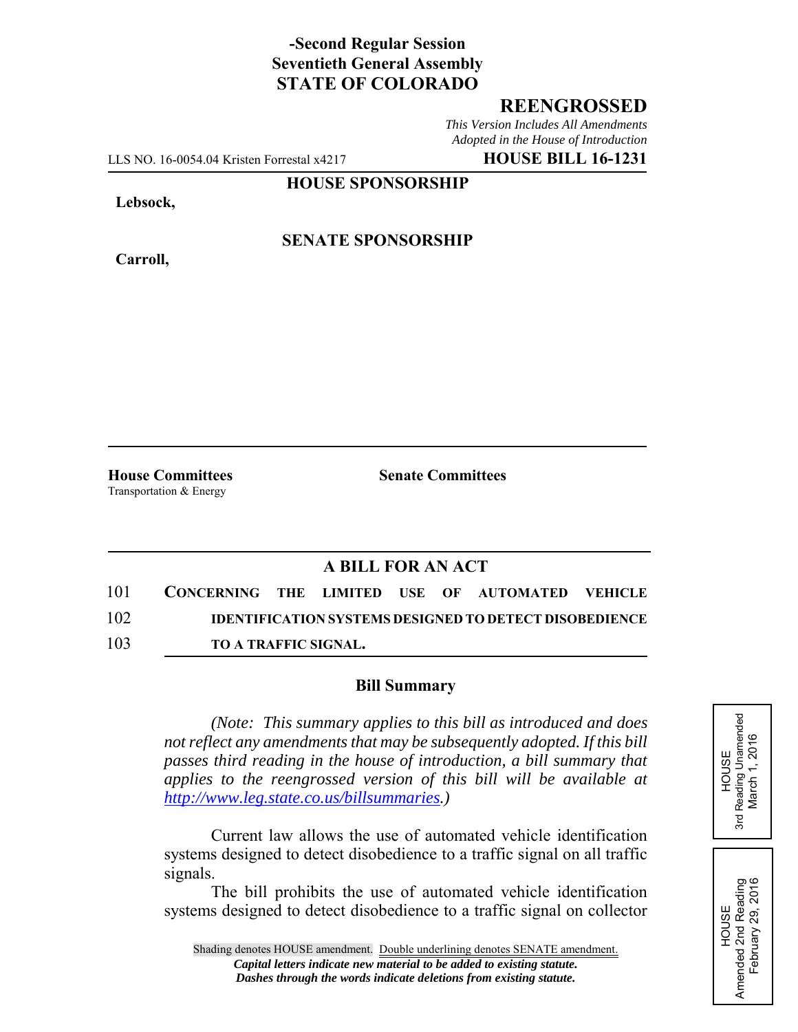**-Second Regular Session**
**Seventieth General Assembly**
**STATE OF COLORADO**

## REENGROSSED

*This Version Includes All Amendments Adopted in the House of Introduction*

LLS NO. 16-0054.04 Kristen Forrestal x4217 **HOUSE BILL 16-1231**

**HOUSE SPONSORSHIP**

**Lebsock,**

**SENATE SPONSORSHIP**

**Carroll,**

**House Committees**
Transportation & Energy

**Senate Committees**

### A BILL FOR AN ACT

101 **CONCERNING THE LIMITED USE OF AUTOMATED VEHICLE**
102 **IDENTIFICATION SYSTEMS DESIGNED TO DETECT DISOBEDIENCE**
103 **TO A TRAFFIC SIGNAL.**

### Bill Summary

*(Note: This summary applies to this bill as introduced and does not reflect any amendments that may be subsequently adopted. If this bill passes third reading in the house of introduction, a bill summary that applies to the reengrossed version of this bill will be available at http://www.leg.state.co.us/billsummaries.)*

Current law allows the use of automated vehicle identification systems designed to detect disobedience to a traffic signal on all traffic signals.

The bill prohibits the use of automated vehicle identification systems designed to detect disobedience to a traffic signal on collector

HOUSE
3rd Reading Unamended
March 1, 2016

HOUSE
Amended 2nd Reading
February 29, 2016

Shading denotes HOUSE amendment. Double underlining denotes SENATE amendment.
*Capital letters indicate new material to be added to existing statute.*
*Dashes through the words indicate deletions from existing statute.*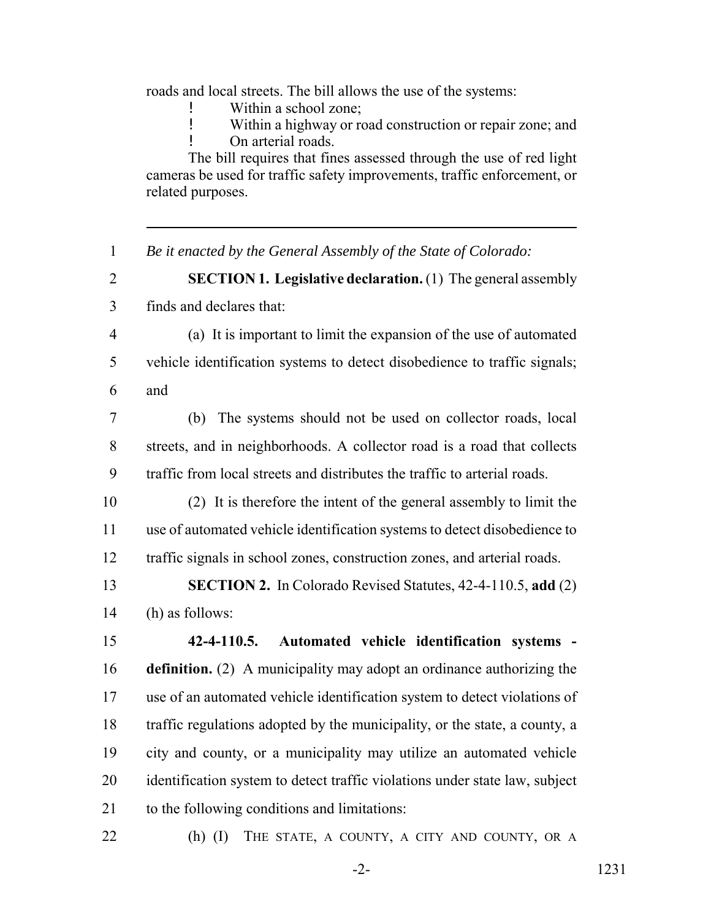roads and local streets. The bill allows the use of the systems:

- Within a school zone;
- Within a highway or road construction or repair zone; and
- On arterial roads.

The bill requires that fines assessed through the use of red light cameras be used for traffic safety improvements, traffic enforcement, or related purposes.

---

1 *Be it enacted by the General Assembly of the State of Colorado:*

2 **SECTION 1. Legislative declaration.** (1) The general assembly
3 finds and declares that:

4 (a) It is important to limit the expansion of the use of automated
5 vehicle identification systems to detect disobedience to traffic signals;
6 and

7 (b) The systems should not be used on collector roads, local
8 streets, and in neighborhoods. A collector road is a road that collects
9 traffic from local streets and distributes the traffic to arterial roads.

10 (2) It is therefore the intent of the general assembly to limit the
11 use of automated vehicle identification systems to detect disobedience to
12 traffic signals in school zones, construction zones, and arterial roads.

13 **SECTION 2.** In Colorado Revised Statutes, 42-4-110.5, **add** (2)
14 (h) as follows:

15 **42-4-110.5. Automated vehicle identification systems -**
16 **definition.** (2) A municipality may adopt an ordinance authorizing the
17 use of an automated vehicle identification system to detect violations of
18 traffic regulations adopted by the municipality, or the state, a county, a
19 city and county, or a municipality may utilize an automated vehicle
20 identification system to detect traffic violations under state law, subject
21 to the following conditions and limitations:

22 (h) (I) THE STATE, A COUNTY, A CITY AND COUNTY, OR A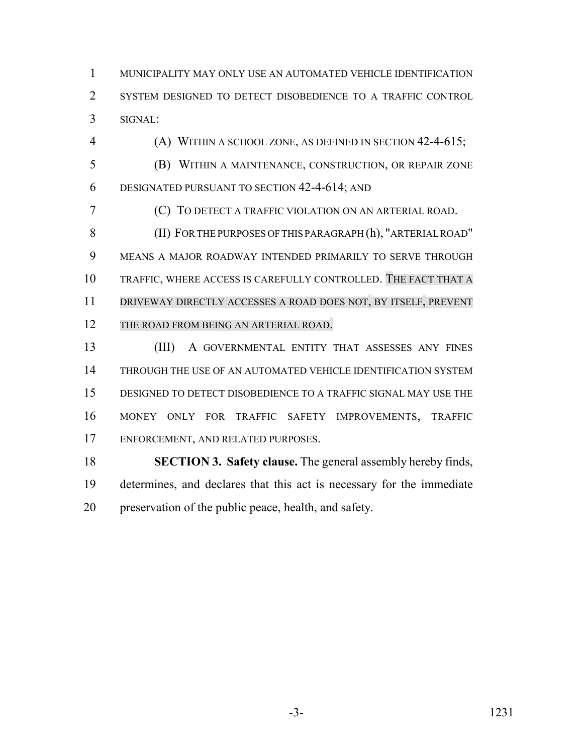MUNICIPALITY MAY ONLY USE AN AUTOMATED VEHICLE IDENTIFICATION SYSTEM DESIGNED TO DETECT DISOBEDIENCE TO A TRAFFIC CONTROL SIGNAL:

(A) WITHIN A SCHOOL ZONE, AS DEFINED IN SECTION 42-4-615;

(B) WITHIN A MAINTENANCE, CONSTRUCTION, OR REPAIR ZONE DESIGNATED PURSUANT TO SECTION 42-4-614; AND

(C) TO DETECT A TRAFFIC VIOLATION ON AN ARTERIAL ROAD.

(II) FOR THE PURPOSES OF THIS PARAGRAPH (h), "ARTERIAL ROAD" MEANS A MAJOR ROADWAY INTENDED PRIMARILY TO SERVE THROUGH TRAFFIC, WHERE ACCESS IS CAREFULLY CONTROLLED. THE FACT THAT A DRIVEWAY DIRECTLY ACCESSES A ROAD DOES NOT, BY ITSELF, PREVENT THE ROAD FROM BEING AN ARTERIAL ROAD.

(III) A GOVERNMENTAL ENTITY THAT ASSESSES ANY FINES THROUGH THE USE OF AN AUTOMATED VEHICLE IDENTIFICATION SYSTEM DESIGNED TO DETECT DISOBEDIENCE TO A TRAFFIC SIGNAL MAY USE THE MONEY ONLY FOR TRAFFIC SAFETY IMPROVEMENTS, TRAFFIC ENFORCEMENT, AND RELATED PURPOSES.

**SECTION 3. Safety clause.** The general assembly hereby finds, determines, and declares that this act is necessary for the immediate preservation of the public peace, health, and safety.